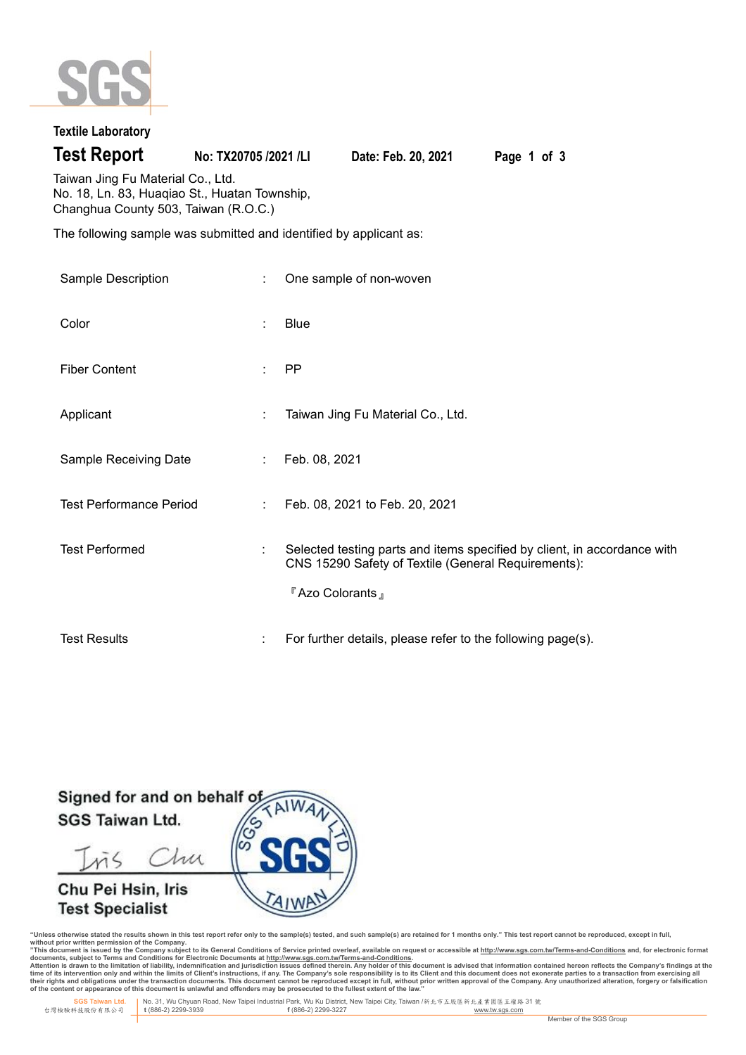Textile Laboratory

# Test Report

**No: TX20705 /2021 /LI** **Date: Feb. 20, 2021**

Taiwan Jing Fu Material Co., Ltd.
No. 18, Ln. 83, Huaqiao St., Huatan Township,
Changhua County 503, Taiwan (R.O.C.)

The following sample was submitted and identified by applicant as:

| | | |
|---|---|---|
| Sample Description | : | One sample of non-woven |
| Color | : | Blue |
| Fiber Content | : | PP |
| Applicant | : | Taiwan Jing Fu Material Co., Ltd. |
| Sample Receiving Date | : | Feb. 08, 2021 |
| Test Performance Period | : | Feb. 08, 2021 to Feb. 20, 2021 |
| Test Performed | : | Selected testing parts and items specified by client, in accordance with CNS 15290 Safety of Textile (General Requirements): 『Azo Colorants』 |
| Test Results | : | For further details, please refer to the following page(s). |

Signed for and on behalf of
SGS Taiwan Ltd.

Chu Pei Hsin, Iris
Test Specialist

"Unless otherwise stated the results shown in this test report refer only to the sample(s) tested, and such sample(s) are retained for 1 months only." This test report cannot be reproduced, except in full, without prior written permission of the Company.
"This document is issued by the Company subject to its General Conditions of Service printed overleaf, available on request or accessible at http://www.sgs.com.tw/Terms-and-Conditions and, for electronic format documents, subject to Terms and Conditions for Electronic Documents at http://www.sgs.com.tw/Terms-and-Conditions.
Attention is drawn to the limitation of liability, indemnification and jurisdiction issues defined therein. Any holder of this document is advised that information contained hereon reflects the Company's findings at the time of its intervention only and within the limits of Client's instructions, if any. The Company's sole responsibility is to its Client and this document does not exonerate parties to a transaction from exercising all their rights and obligations under the transaction documents. This document cannot be reproduced except in full, without prior written approval of the Company. Any unauthorized alteration, forgery or falsification of the content or appearance of this document is unlawful and offenders may be prosecuted to the fullest extent of the law."

SGS Taiwan Ltd. 台灣檢驗科技股份有限公司 | No. 31, Wu Chyuan Road, New Taipei Industrial Park, Wu Ku District, New Taipei City, Taiwan /新北市五股區新北產業園區五權路31號 t (886-2) 2299-3939 f (886-2) 2299-3227 www.tw.sgs.com

Member of the SGS Group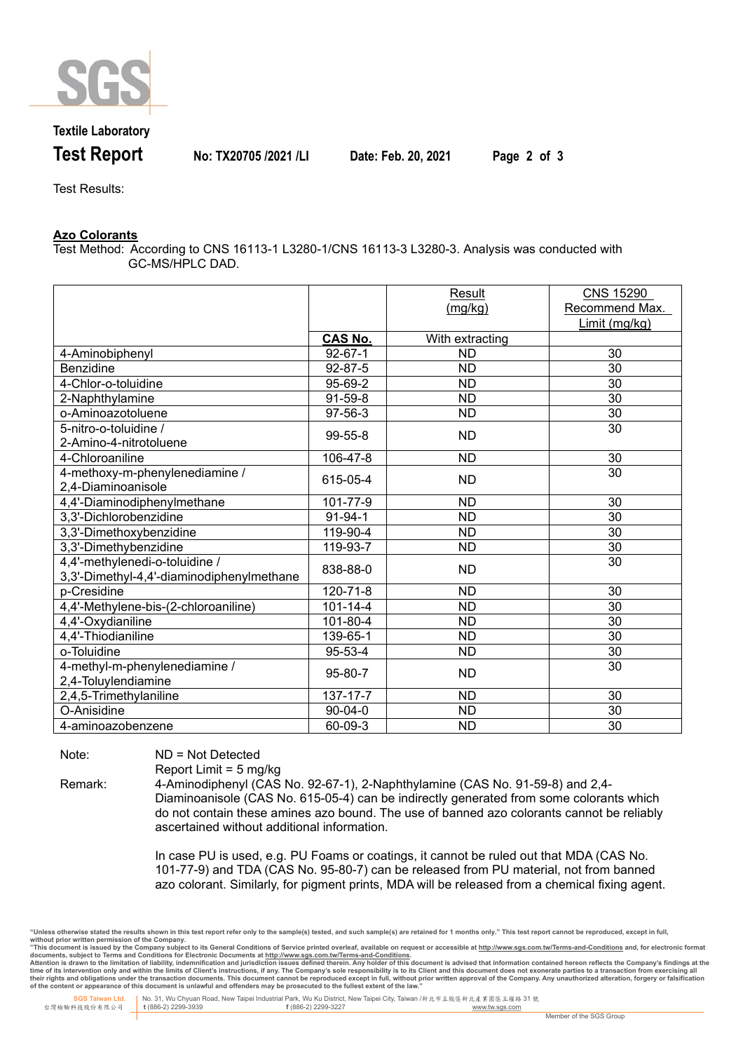**Textile Laboratory**

**Test Report** No: TX20705 /2021 /LI Date: Feb. 20, 2021

Test Results:

**Azo Colorants**

Test Method: According to CNS 16113-1 L3280-1/CNS 16113-3 L3280-3. Analysis was conducted with GC-MS/HPLC DAD.

| | | Result (mg/kg) | CNS 15290 Recommend Max. Limit (mg/kg) |
|---|---|---|---|
| | **CAS No.** | With extracting | |
| 4-Aminobiphenyl | 92-67-1 | ND | 30 |
| Benzidine | 92-87-5 | ND | 30 |
| 4-Chlor-o-toluidine | 95-69-2 | ND | 30 |
| 2-Naphthylamine | 91-59-8 | ND | 30 |
| o-Aminoazotoluene | 97-56-3 | ND | 30 |
| 5-nitro-o-toluidine / 2-Amino-4-nitrotoluene | 99-55-8 | ND | 30 |
| 4-Chloroaniline | 106-47-8 | ND | 30 |
| 4-methoxy-m-phenylenediamine / 2,4-Diaminoanisole | 615-05-4 | ND | 30 |
| 4,4'-Diaminodiphenylmethane | 101-77-9 | ND | 30 |
| 3,3'-Dichlorobenzidine | 91-94-1 | ND | 30 |
| 3,3'-Dimethoxybenzidine | 119-90-4 | ND | 30 |
| 3,3'-Dimethybenzidine | 119-93-7 | ND | 30 |
| 4,4'-methylenedi-o-toluidine / 3,3'-Dimethyl-4,4'-diaminodiphenylmethane | 838-88-0 | ND | 30 |
| p-Cresidine | 120-71-8 | ND | 30 |
| 4,4'-Methylene-bis-(2-chloroaniline) | 101-14-4 | ND | 30 |
| 4,4'-Oxydianiline | 101-80-4 | ND | 30 |
| 4,4'-Thiodianiline | 139-65-1 | ND | 30 |
| o-Toluidine | 95-53-4 | ND | 30 |
| 4-methyl-m-phenylenediamine / 2,4-Toluylendiamine | 95-80-7 | ND | 30 |
| 2,4,5-Trimethylaniline | 137-17-7 | ND | 30 |
| O-Anisidine | 90-04-0 | ND | 30 |
| 4-aminoazobenzene | 60-09-3 | ND | 30 |

Note: ND = Not Detected
Report Limit = 5 mg/kg

Remark: 4-Aminodiphenyl (CAS No. 92-67-1), 2-Naphthylamine (CAS No. 91-59-8) and 2,4-Diaminoanisole (CAS No. 615-05-4) can be indirectly generated from some colorants which do not contain these amines azo bound. The use of banned azo colorants cannot be reliably ascertained without additional information.

In case PU is used, e.g. PU Foams or coatings, it cannot be ruled out that MDA (CAS No. 101-77-9) and TDA (CAS No. 95-80-7) can be released from PU material, not from banned azo colorant. Similarly, for pigment prints, MDA will be released from a chemical fixing agent.

"Unless otherwise stated the results shown in this test report refer only to the sample(s) tested, and such sample(s) are retained for 1 months only." This test report cannot be reproduced, except in full, without prior written permission of the Company.
"This document is issued by the Company subject to its General Conditions of Service printed overleaf, available on request or accessible at http://www.sgs.com.tw/Terms-and-Conditions and, for electronic format documents, subject to Terms and Conditions for Electronic Documents at http://www.sgs.com.tw/Terms-and-Conditions.
Attention is drawn to the limitation of liability, indemnification and jurisdiction issues defined therein. Any holder of this document is advised that information contained hereon reflects the Company's findings at the time of its intervention only and within the limits of Client's instructions, if any. The Company's sole responsibility is to its Client and this document does not exonerate parties to a transaction from exercising all their rights and obligations under the transaction documents. This document cannot be reproduced except in full, without prior written approval of the Company. Any unauthorized alteration, forgery or falsification of the content or appearance of this document is unlawful and offenders may be prosecuted to the fullest extent of the law."

SGS Taiwan Ltd. 台灣檢驗科技股份有限公司 | No. 31, Wu Chyuan Road, New Taipei Industrial Park, Wu Ku District, New Taipei City, Taiwan /新北市五股區新北產業園區五權路31號 t (886-2) 2299-3939 f (886-2) 2299-3227 www.tw.sgs.com

Member of the SGS Group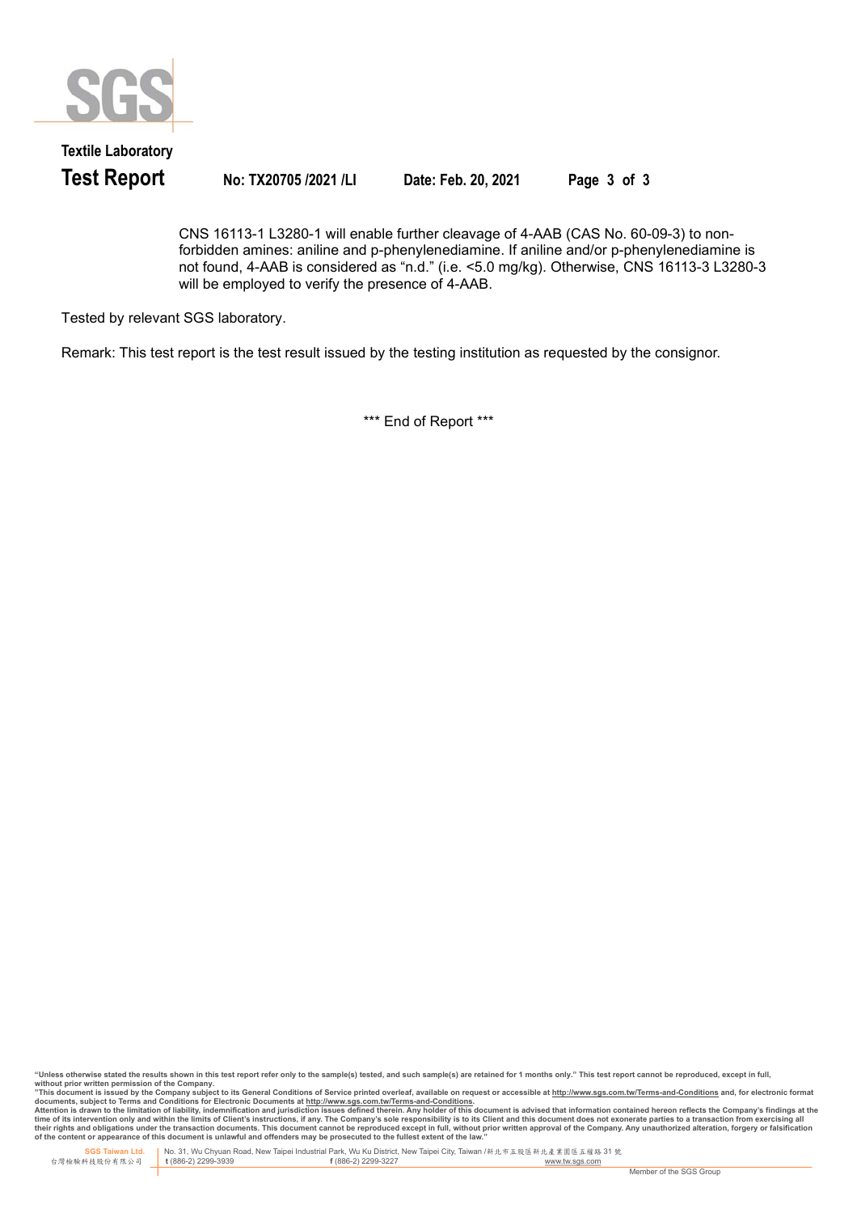CNS 16113-1 L3280-1 will enable further cleavage of 4-AAB (CAS No. 60-09-3) to non-forbidden amines: aniline and p-phenylenediamine. If aniline and/or p-phenylenediamine is not found, 4-AAB is considered as “n.d.” (i.e. <5.0 mg/kg). Otherwise, CNS 16113-3 L3280-3 will be employed to verify the presence of 4-AAB.

Tested by relevant SGS laboratory.

Remark: This test report is the test result issued by the testing institution as requested by the consignor.

*** End of Report ***